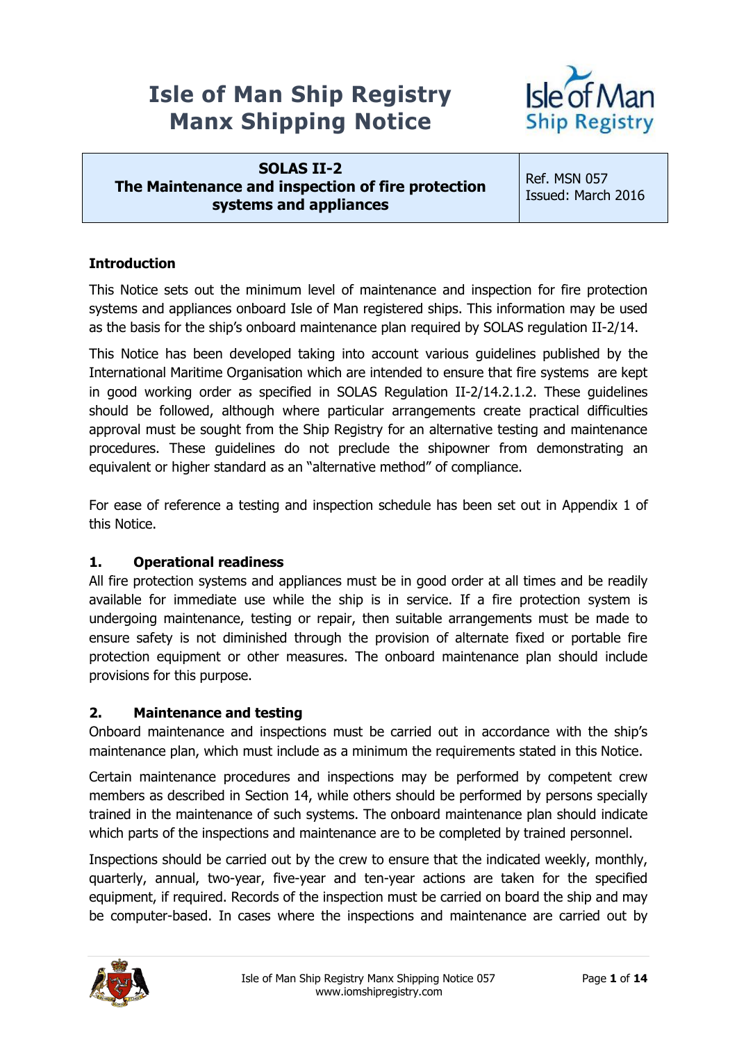# Isle of Man Ship Registry
# Manx Shipping Notice

| SOLAS II-2<br>The Maintenance and inspection of fire protection systems and appliances | Ref. MSN 057<br>Issued: March 2016 |
|---|---|

## Introduction

This Notice sets out the minimum level of maintenance and inspection for fire protection systems and appliances onboard Isle of Man registered ships. This information may be used as the basis for the ship's onboard maintenance plan required by SOLAS regulation II-2/14.

This Notice has been developed taking into account various guidelines published by the International Maritime Organisation which are intended to ensure that fire systems are kept in good working order as specified in SOLAS Regulation II-2/14.2.1.2. These guidelines should be followed, although where particular arrangements create practical difficulties approval must be sought from the Ship Registry for an alternative testing and maintenance procedures. These guidelines do not preclude the shipowner from demonstrating an equivalent or higher standard as an "alternative method" of compliance.

For ease of reference a testing and inspection schedule has been set out in Appendix 1 of this Notice.

## 1. Operational readiness

All fire protection systems and appliances must be in good order at all times and be readily available for immediate use while the ship is in service. If a fire protection system is undergoing maintenance, testing or repair, then suitable arrangements must be made to ensure safety is not diminished through the provision of alternate fixed or portable fire protection equipment or other measures. The onboard maintenance plan should include provisions for this purpose.

## 2. Maintenance and testing

Onboard maintenance and inspections must be carried out in accordance with the ship's maintenance plan, which must include as a minimum the requirements stated in this Notice.

Certain maintenance procedures and inspections may be performed by competent crew members as described in Section 14, while others should be performed by persons specially trained in the maintenance of such systems. The onboard maintenance plan should indicate which parts of the inspections and maintenance are to be completed by trained personnel.

Inspections should be carried out by the crew to ensure that the indicated weekly, monthly, quarterly, annual, two-year, five-year and ten-year actions are taken for the specified equipment, if required. Records of the inspection must be carried on board the ship and may be computer-based. In cases where the inspections and maintenance are carried out by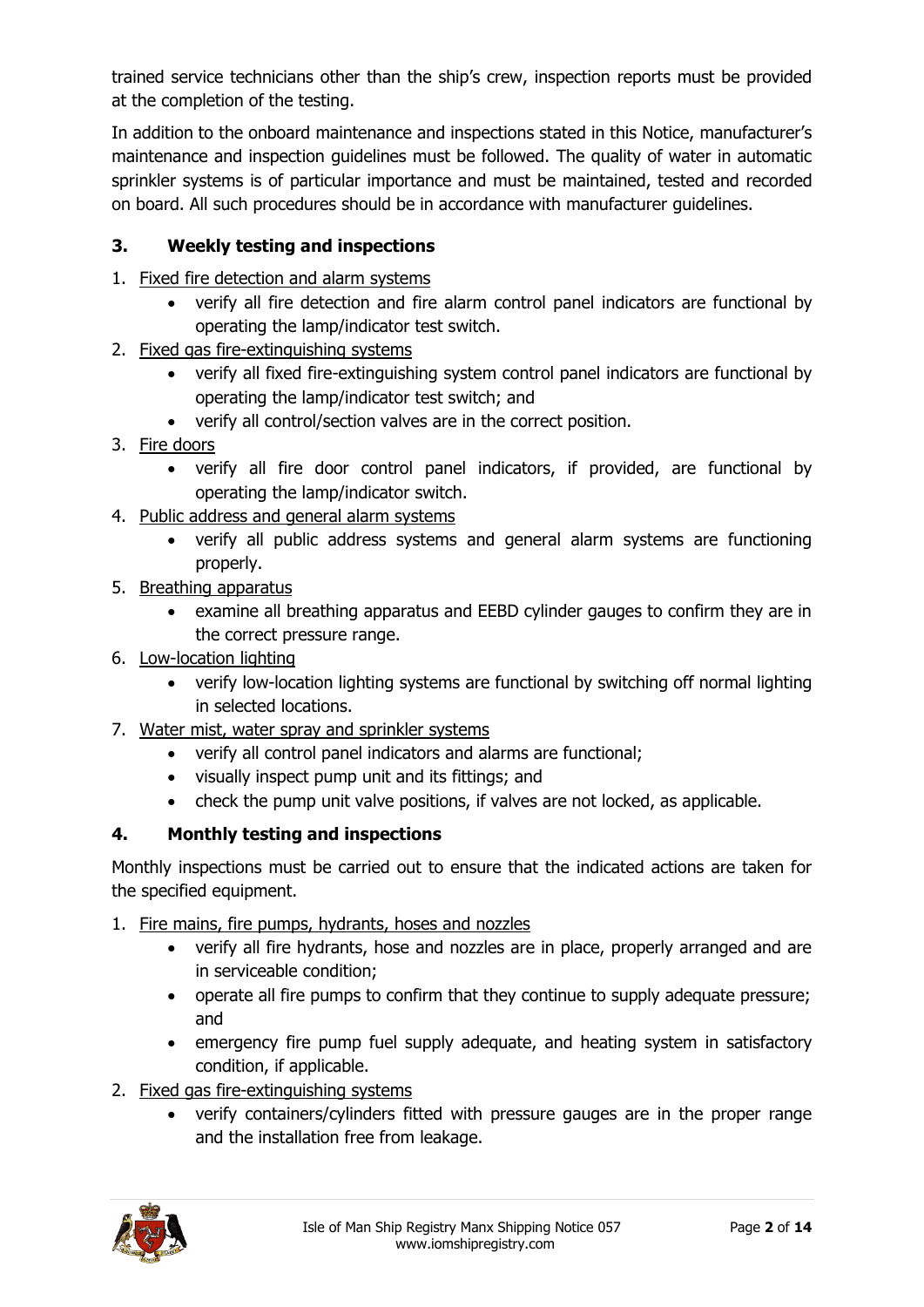trained service technicians other than the ship's crew, inspection reports must be provided at the completion of the testing.

In addition to the onboard maintenance and inspections stated in this Notice, manufacturer's maintenance and inspection guidelines must be followed. The quality of water in automatic sprinkler systems is of particular importance and must be maintained, tested and recorded on board. All such procedures should be in accordance with manufacturer guidelines.

## 3. Weekly testing and inspections

1. Fixed fire detection and alarm systems
   - verify all fire detection and fire alarm control panel indicators are functional by operating the lamp/indicator test switch.
2. Fixed gas fire-extinguishing systems
   - verify all fixed fire-extinguishing system control panel indicators are functional by operating the lamp/indicator test switch; and
   - verify all control/section valves are in the correct position.
3. Fire doors
   - verify all fire door control panel indicators, if provided, are functional by operating the lamp/indicator switch.
4. Public address and general alarm systems
   - verify all public address systems and general alarm systems are functioning properly.
5. Breathing apparatus
   - examine all breathing apparatus and EEBD cylinder gauges to confirm they are in the correct pressure range.
6. Low-location lighting
   - verify low-location lighting systems are functional by switching off normal lighting in selected locations.
7. Water mist, water spray and sprinkler systems
   - verify all control panel indicators and alarms are functional;
   - visually inspect pump unit and its fittings; and
   - check the pump unit valve positions, if valves are not locked, as applicable.

## 4. Monthly testing and inspections

Monthly inspections must be carried out to ensure that the indicated actions are taken for the specified equipment.

1. Fire mains, fire pumps, hydrants, hoses and nozzles
   - verify all fire hydrants, hose and nozzles are in place, properly arranged and are in serviceable condition;
   - operate all fire pumps to confirm that they continue to supply adequate pressure; and
   - emergency fire pump fuel supply adequate, and heating system in satisfactory condition, if applicable.
2. Fixed gas fire-extinguishing systems
   - verify containers/cylinders fitted with pressure gauges are in the proper range and the installation free from leakage.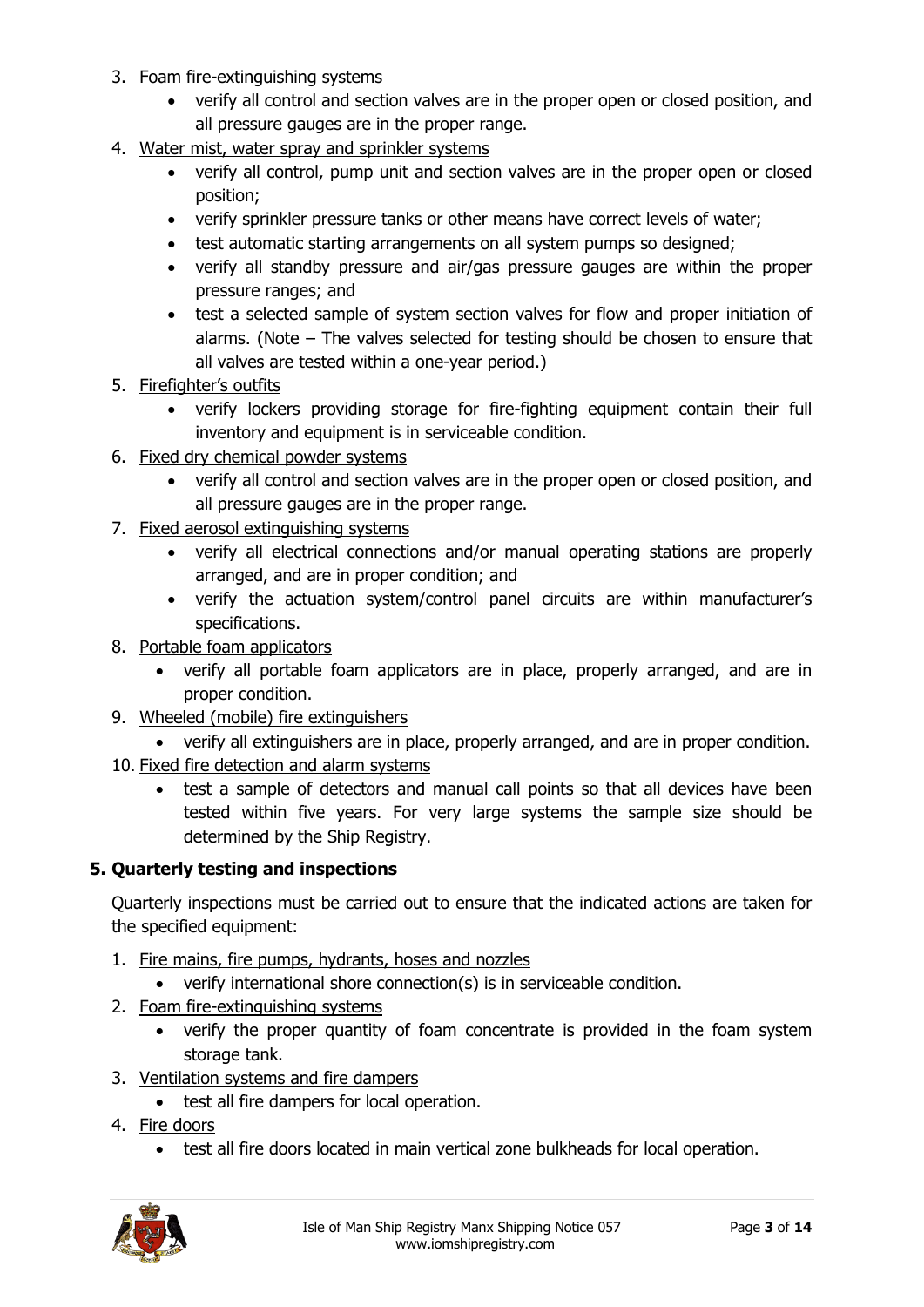3. Foam fire-extinguishing systems
   - verify all control and section valves are in the proper open or closed position, and all pressure gauges are in the proper range.
4. Water mist, water spray and sprinkler systems
   - verify all control, pump unit and section valves are in the proper open or closed position;
   - verify sprinkler pressure tanks or other means have correct levels of water;
   - test automatic starting arrangements on all system pumps so designed;
   - verify all standby pressure and air/gas pressure gauges are within the proper pressure ranges; and
   - test a selected sample of system section valves for flow and proper initiation of alarms. (Note – The valves selected for testing should be chosen to ensure that all valves are tested within a one-year period.)
5. Firefighter's outfits
   - verify lockers providing storage for fire-fighting equipment contain their full inventory and equipment is in serviceable condition.
6. Fixed dry chemical powder systems
   - verify all control and section valves are in the proper open or closed position, and all pressure gauges are in the proper range.
7. Fixed aerosol extinguishing systems
   - verify all electrical connections and/or manual operating stations are properly arranged, and are in proper condition; and
   - verify the actuation system/control panel circuits are within manufacturer's specifications.
8. Portable foam applicators
   - verify all portable foam applicators are in place, properly arranged, and are in proper condition.
9. Wheeled (mobile) fire extinguishers
   - verify all extinguishers are in place, properly arranged, and are in proper condition.
10. Fixed fire detection and alarm systems
    - test a sample of detectors and manual call points so that all devices have been tested within five years. For very large systems the sample size should be determined by the Ship Registry.

## 5. Quarterly testing and inspections

Quarterly inspections must be carried out to ensure that the indicated actions are taken for the specified equipment:

1. Fire mains, fire pumps, hydrants, hoses and nozzles
   - verify international shore connection(s) is in serviceable condition.
2. Foam fire-extinguishing systems
   - verify the proper quantity of foam concentrate is provided in the foam system storage tank.
3. Ventilation systems and fire dampers
   - test all fire dampers for local operation.
4. Fire doors
   - test all fire doors located in main vertical zone bulkheads for local operation.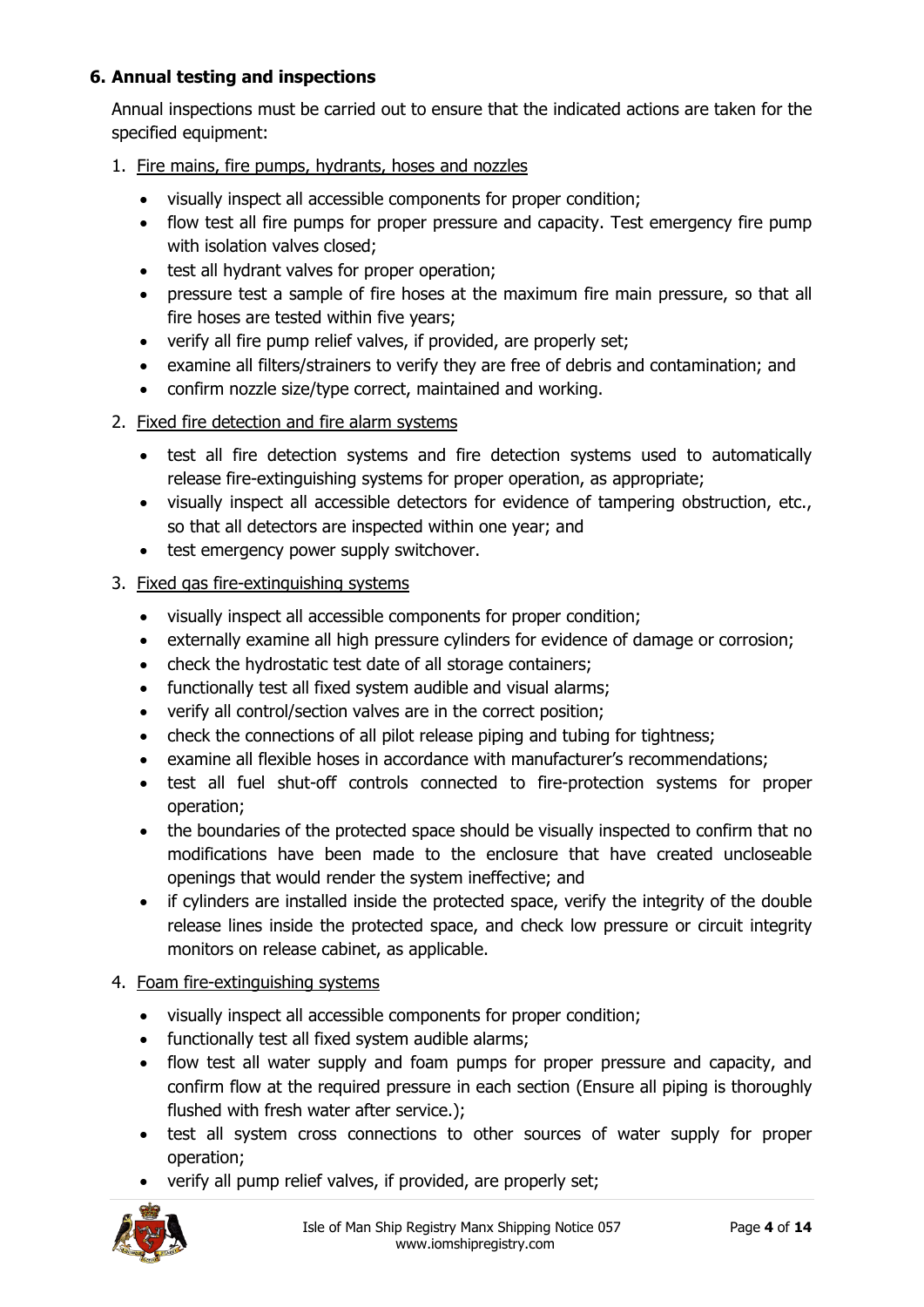## 6. Annual testing and inspections

Annual inspections must be carried out to ensure that the indicated actions are taken for the specified equipment:

1. Fire mains, fire pumps, hydrants, hoses and nozzles
   - visually inspect all accessible components for proper condition;
   - flow test all fire pumps for proper pressure and capacity. Test emergency fire pump with isolation valves closed;
   - test all hydrant valves for proper operation;
   - pressure test a sample of fire hoses at the maximum fire main pressure, so that all fire hoses are tested within five years;
   - verify all fire pump relief valves, if provided, are properly set;
   - examine all filters/strainers to verify they are free of debris and contamination; and
   - confirm nozzle size/type correct, maintained and working.
2. Fixed fire detection and fire alarm systems
   - test all fire detection systems and fire detection systems used to automatically release fire-extinguishing systems for proper operation, as appropriate;
   - visually inspect all accessible detectors for evidence of tampering obstruction, etc., so that all detectors are inspected within one year; and
   - test emergency power supply switchover.
3. Fixed gas fire-extinguishing systems
   - visually inspect all accessible components for proper condition;
   - externally examine all high pressure cylinders for evidence of damage or corrosion;
   - check the hydrostatic test date of all storage containers;
   - functionally test all fixed system audible and visual alarms;
   - verify all control/section valves are in the correct position;
   - check the connections of all pilot release piping and tubing for tightness;
   - examine all flexible hoses in accordance with manufacturer's recommendations;
   - test all fuel shut-off controls connected to fire-protection systems for proper operation;
   - the boundaries of the protected space should be visually inspected to confirm that no modifications have been made to the enclosure that have created uncloseable openings that would render the system ineffective; and
   - if cylinders are installed inside the protected space, verify the integrity of the double release lines inside the protected space, and check low pressure or circuit integrity monitors on release cabinet, as applicable.
4. Foam fire-extinguishing systems
   - visually inspect all accessible components for proper condition;
   - functionally test all fixed system audible alarms;
   - flow test all water supply and foam pumps for proper pressure and capacity, and confirm flow at the required pressure in each section (Ensure all piping is thoroughly flushed with fresh water after service.);
   - test all system cross connections to other sources of water supply for proper operation;
   - verify all pump relief valves, if provided, are properly set;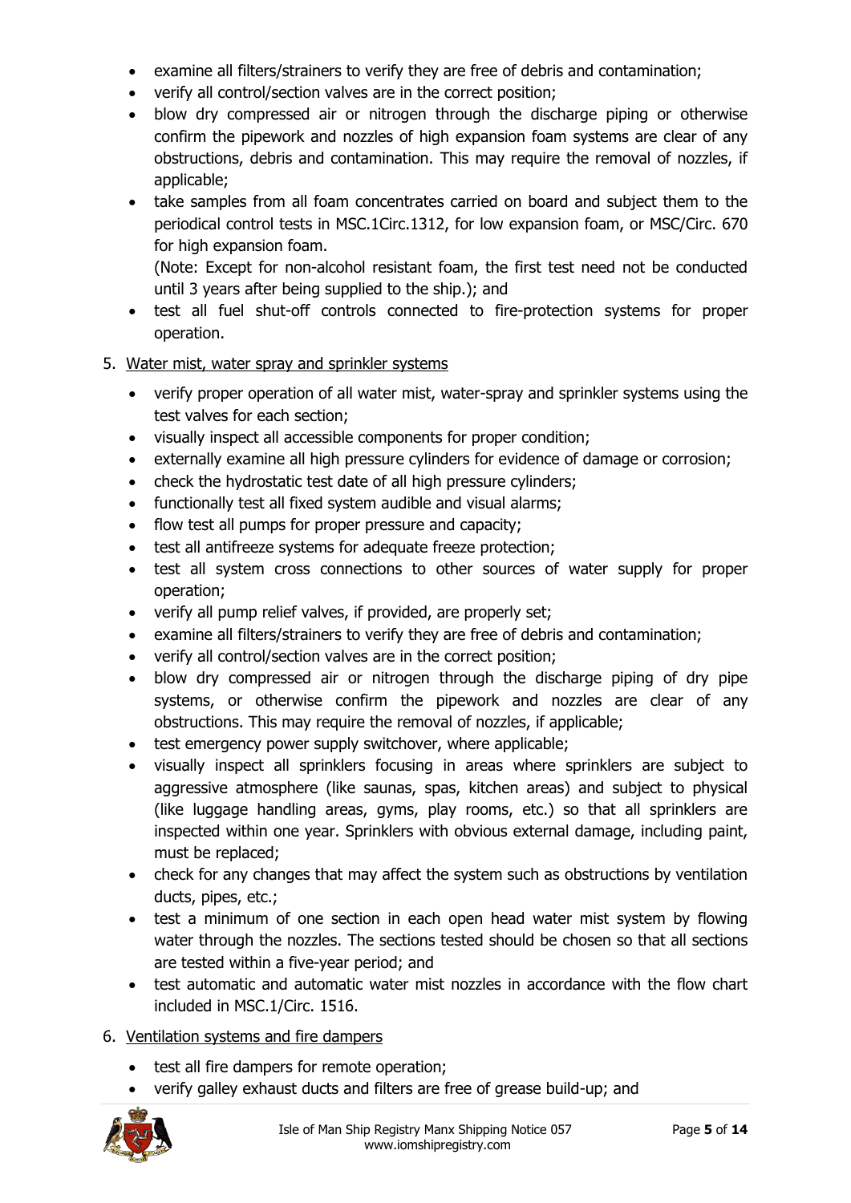- examine all filters/strainers to verify they are free of debris and contamination;
- verify all control/section valves are in the correct position;
- blow dry compressed air or nitrogen through the discharge piping or otherwise confirm the pipework and nozzles of high expansion foam systems are clear of any obstructions, debris and contamination. This may require the removal of nozzles, if applicable;
- take samples from all foam concentrates carried on board and subject them to the periodical control tests in MSC.1Circ.1312, for low expansion foam, or MSC/Circ. 670 for high expansion foam.
  (Note: Except for non-alcohol resistant foam, the first test need not be conducted until 3 years after being supplied to the ship.); and
- test all fuel shut-off controls connected to fire-protection systems for proper operation.

5. Water mist, water spray and sprinkler systems
   - verify proper operation of all water mist, water-spray and sprinkler systems using the test valves for each section;
   - visually inspect all accessible components for proper condition;
   - externally examine all high pressure cylinders for evidence of damage or corrosion;
   - check the hydrostatic test date of all high pressure cylinders;
   - functionally test all fixed system audible and visual alarms;
   - flow test all pumps for proper pressure and capacity;
   - test all antifreeze systems for adequate freeze protection;
   - test all system cross connections to other sources of water supply for proper operation;
   - verify all pump relief valves, if provided, are properly set;
   - examine all filters/strainers to verify they are free of debris and contamination;
   - verify all control/section valves are in the correct position;
   - blow dry compressed air or nitrogen through the discharge piping of dry pipe systems, or otherwise confirm the pipework and nozzles are clear of any obstructions. This may require the removal of nozzles, if applicable;
   - test emergency power supply switchover, where applicable;
   - visually inspect all sprinklers focusing in areas where sprinklers are subject to aggressive atmosphere (like saunas, spas, kitchen areas) and subject to physical (like luggage handling areas, gyms, play rooms, etc.) so that all sprinklers are inspected within one year. Sprinklers with obvious external damage, including paint, must be replaced;
   - check for any changes that may affect the system such as obstructions by ventilation ducts, pipes, etc.;
   - test a minimum of one section in each open head water mist system by flowing water through the nozzles. The sections tested should be chosen so that all sections are tested within a five-year period; and
   - test automatic and automatic water mist nozzles in accordance with the flow chart included in MSC.1/Circ. 1516.

6. Ventilation systems and fire dampers
   - test all fire dampers for remote operation;
   - verify galley exhaust ducts and filters are free of grease build-up; and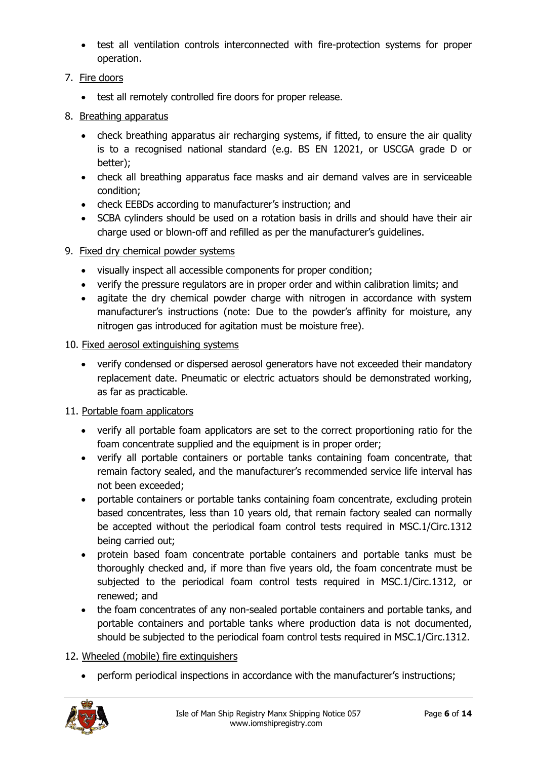- test all ventilation controls interconnected with fire-protection systems for proper operation.

7. Fire doors

    - test all remotely controlled fire doors for proper release.

8. Breathing apparatus

    - check breathing apparatus air recharging systems, if fitted, to ensure the air quality is to a recognised national standard (e.g. BS EN 12021, or USCGA grade D or better);
    - check all breathing apparatus face masks and air demand valves are in serviceable condition;
    - check EEBDs according to manufacturer's instruction; and
    - SCBA cylinders should be used on a rotation basis in drills and should have their air charge used or blown-off and refilled as per the manufacturer's guidelines.

9. Fixed dry chemical powder systems

    - visually inspect all accessible components for proper condition;
    - verify the pressure regulators are in proper order and within calibration limits; and
    - agitate the dry chemical powder charge with nitrogen in accordance with system manufacturer's instructions (note: Due to the powder's affinity for moisture, any nitrogen gas introduced for agitation must be moisture free).

10. Fixed aerosol extinguishing systems

    - verify condensed or dispersed aerosol generators have not exceeded their mandatory replacement date. Pneumatic or electric actuators should be demonstrated working, as far as practicable.

11. Portable foam applicators

    - verify all portable foam applicators are set to the correct proportioning ratio for the foam concentrate supplied and the equipment is in proper order;
    - verify all portable containers or portable tanks containing foam concentrate, that remain factory sealed, and the manufacturer's recommended service life interval has not been exceeded;
    - portable containers or portable tanks containing foam concentrate, excluding protein based concentrates, less than 10 years old, that remain factory sealed can normally be accepted without the periodical foam control tests required in MSC.1/Circ.1312 being carried out;
    - protein based foam concentrate portable containers and portable tanks must be thoroughly checked and, if more than five years old, the foam concentrate must be subjected to the periodical foam control tests required in MSC.1/Circ.1312, or renewed; and
    - the foam concentrates of any non-sealed portable containers and portable tanks, and portable containers and portable tanks where production data is not documented, should be subjected to the periodical foam control tests required in MSC.1/Circ.1312.

12. Wheeled (mobile) fire extinguishers

    - perform periodical inspections in accordance with the manufacturer's instructions;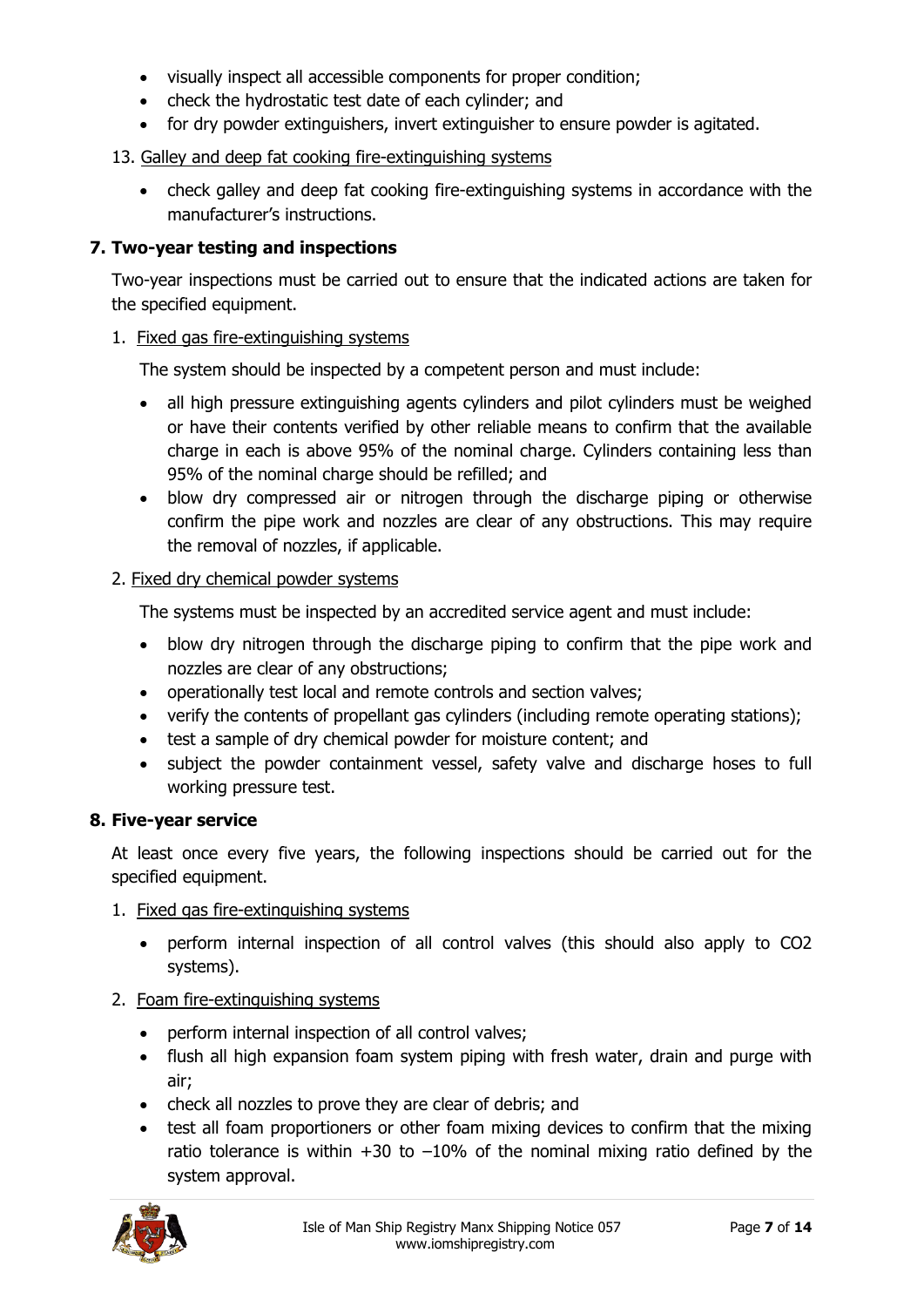- visually inspect all accessible components for proper condition;
- check the hydrostatic test date of each cylinder; and
- for dry powder extinguishers, invert extinguisher to ensure powder is agitated.

13. Galley and deep fat cooking fire-extinguishing systems

- check galley and deep fat cooking fire-extinguishing systems in accordance with the manufacturer's instructions.

## 7. Two-year testing and inspections

Two-year inspections must be carried out to ensure that the indicated actions are taken for the specified equipment.

1. Fixed gas fire-extinguishing systems

The system should be inspected by a competent person and must include:

- all high pressure extinguishing agents cylinders and pilot cylinders must be weighed or have their contents verified by other reliable means to confirm that the available charge in each is above 95% of the nominal charge. Cylinders containing less than 95% of the nominal charge should be refilled; and
- blow dry compressed air or nitrogen through the discharge piping or otherwise confirm the pipe work and nozzles are clear of any obstructions. This may require the removal of nozzles, if applicable.

2. Fixed dry chemical powder systems

The systems must be inspected by an accredited service agent and must include:

- blow dry nitrogen through the discharge piping to confirm that the pipe work and nozzles are clear of any obstructions;
- operationally test local and remote controls and section valves;
- verify the contents of propellant gas cylinders (including remote operating stations);
- test a sample of dry chemical powder for moisture content; and
- subject the powder containment vessel, safety valve and discharge hoses to full working pressure test.

## 8. Five-year service

At least once every five years, the following inspections should be carried out for the specified equipment.

1. Fixed gas fire-extinguishing systems

- perform internal inspection of all control valves (this should also apply to $CO_2$ systems).

2. Foam fire-extinguishing systems

- perform internal inspection of all control valves;
- flush all high expansion foam system piping with fresh water, drain and purge with air;
- check all nozzles to prove they are clear of debris; and
- test all foam proportioners or other foam mixing devices to confirm that the mixing ratio tolerance is within +30 to –10% of the nominal mixing ratio defined by the system approval.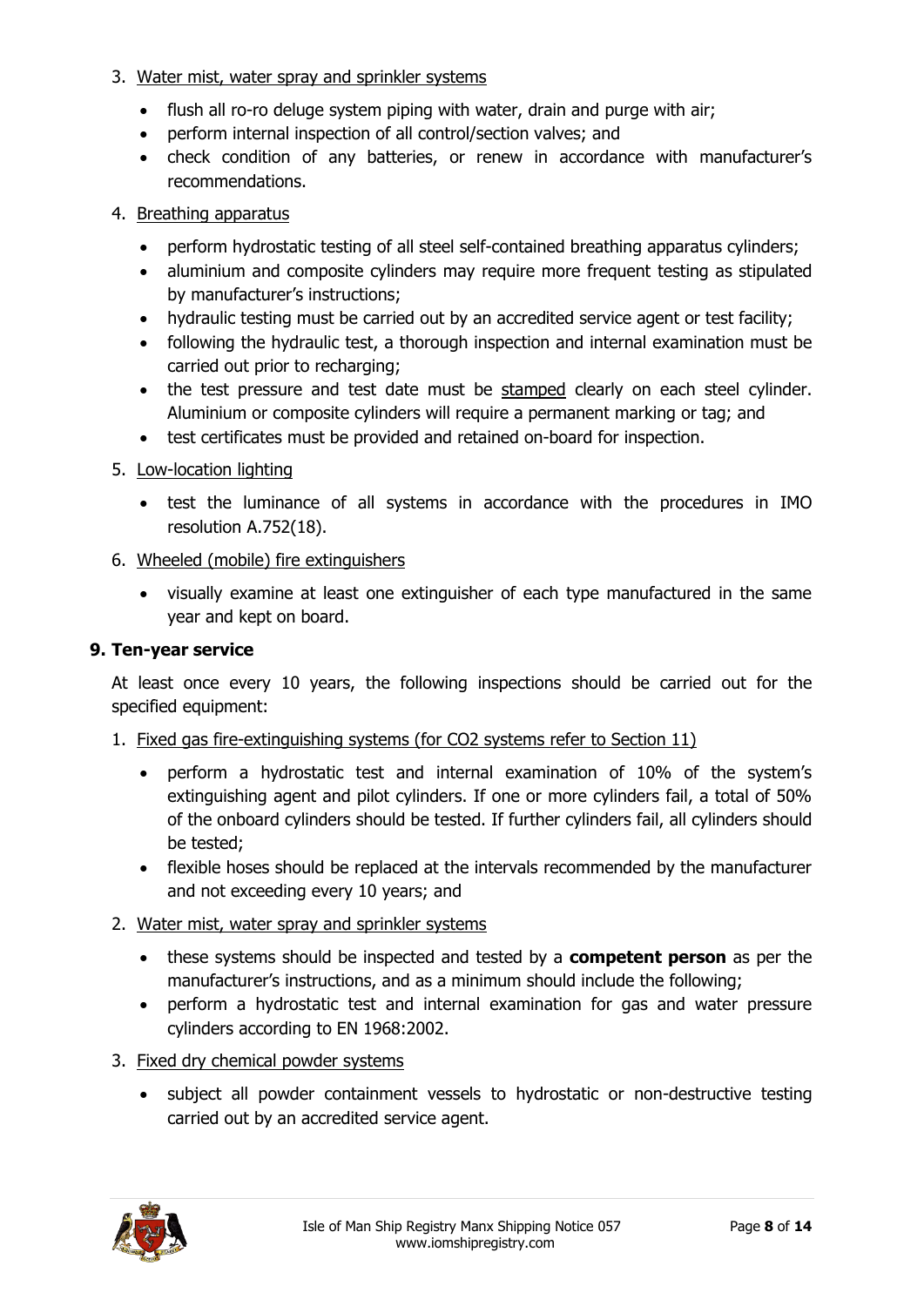3. Water mist, water spray and sprinkler systems

   - flush all ro-ro deluge system piping with water, drain and purge with air;
   - perform internal inspection of all control/section valves; and
   - check condition of any batteries, or renew in accordance with manufacturer's recommendations.

4. Breathing apparatus

   - perform hydrostatic testing of all steel self-contained breathing apparatus cylinders;
   - aluminium and composite cylinders may require more frequent testing as stipulated by manufacturer's instructions;
   - hydraulic testing must be carried out by an accredited service agent or test facility;
   - following the hydraulic test, a thorough inspection and internal examination must be carried out prior to recharging;
   - the test pressure and test date must be stamped clearly on each steel cylinder. Aluminium or composite cylinders will require a permanent marking or tag; and
   - test certificates must be provided and retained on-board for inspection.

5. Low-location lighting

   - test the luminance of all systems in accordance with the procedures in IMO resolution A.752(18).

6. Wheeled (mobile) fire extinguishers

   - visually examine at least one extinguisher of each type manufactured in the same year and kept on board.

## 9. Ten-year service

At least once every 10 years, the following inspections should be carried out for the specified equipment:

1. Fixed gas fire-extinguishing systems (for CO2 systems refer to Section 11)

   - perform a hydrostatic test and internal examination of 10% of the system's extinguishing agent and pilot cylinders. If one or more cylinders fail, a total of 50% of the onboard cylinders should be tested. If further cylinders fail, all cylinders should be tested;
   - flexible hoses should be replaced at the intervals recommended by the manufacturer and not exceeding every 10 years; and

2. Water mist, water spray and sprinkler systems

   - these systems should be inspected and tested by a **competent person** as per the manufacturer's instructions, and as a minimum should include the following;
   - perform a hydrostatic test and internal examination for gas and water pressure cylinders according to EN 1968:2002.

3. Fixed dry chemical powder systems

   - subject all powder containment vessels to hydrostatic or non-destructive testing carried out by an accredited service agent.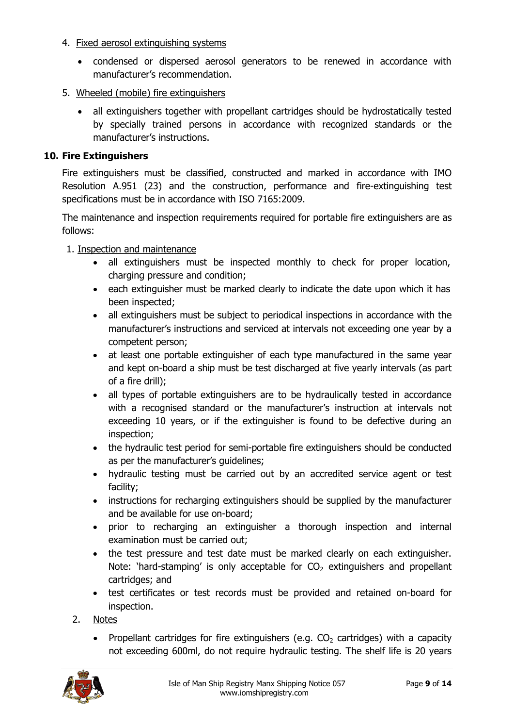4. Fixed aerosol extinguishing systems

    - condensed or dispersed aerosol generators to be renewed in accordance with manufacturer's recommendation.

5. Wheeled (mobile) fire extinguishers

    - all extinguishers together with propellant cartridges should be hydrostatically tested by specially trained persons in accordance with recognized standards or the manufacturer's instructions.

## 10. Fire Extinguishers

Fire extinguishers must be classified, constructed and marked in accordance with IMO Resolution A.951 (23) and the construction, performance and fire-extinguishing test specifications must be in accordance with ISO 7165:2009.

The maintenance and inspection requirements required for portable fire extinguishers are as follows:

1. Inspection and maintenance
    - all extinguishers must be inspected monthly to check for proper location, charging pressure and condition;
    - each extinguisher must be marked clearly to indicate the date upon which it has been inspected;
    - all extinguishers must be subject to periodical inspections in accordance with the manufacturer's instructions and serviced at intervals not exceeding one year by a competent person;
    - at least one portable extinguisher of each type manufactured in the same year and kept on-board a ship must be test discharged at five yearly intervals (as part of a fire drill);
    - all types of portable extinguishers are to be hydraulically tested in accordance with a recognised standard or the manufacturer's instruction at intervals not exceeding 10 years, or if the extinguisher is found to be defective during an inspection;
    - the hydraulic test period for semi-portable fire extinguishers should be conducted as per the manufacturer's guidelines;
    - hydraulic testing must be carried out by an accredited service agent or test facility;
    - instructions for recharging extinguishers should be supplied by the manufacturer and be available for use on-board;
    - prior to recharging an extinguisher a thorough inspection and internal examination must be carried out;
    - the test pressure and test date must be marked clearly on each extinguisher. Note: 'hard-stamping' is only acceptable for $CO_2$ extinguishers and propellant cartridges; and
    - test certificates or test records must be provided and retained on-board for inspection.

2. Notes

    - Propellant cartridges for fire extinguishers (e.g. $CO_2$ cartridges) with a capacity not exceeding 600ml, do not require hydraulic testing. The shelf life is 20 years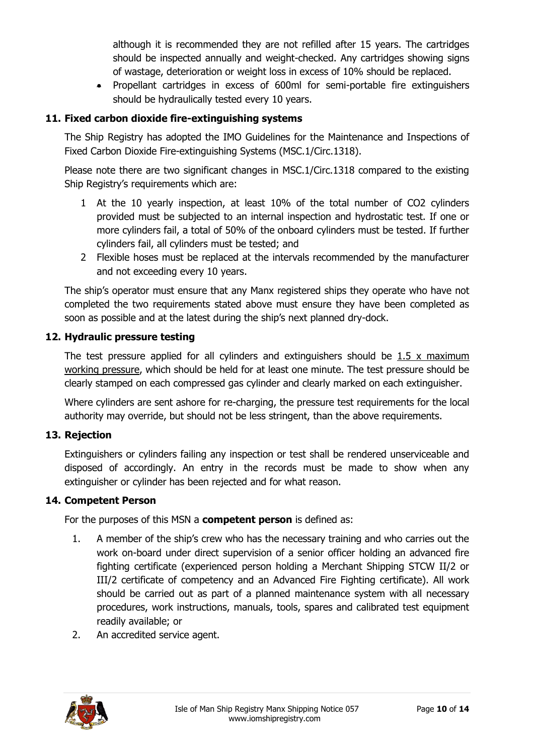although it is recommended they are not refilled after 15 years. The cartridges should be inspected annually and weight-checked. Any cartridges showing signs of wastage, deterioration or weight loss in excess of 10% should be replaced.

- Propellant cartridges in excess of 600ml for semi-portable fire extinguishers should be hydraulically tested every 10 years.

## 11. Fixed carbon dioxide fire-extinguishing systems

The Ship Registry has adopted the IMO Guidelines for the Maintenance and Inspections of Fixed Carbon Dioxide Fire-extinguishing Systems (MSC.1/Circ.1318).

Please note there are two significant changes in MSC.1/Circ.1318 compared to the existing Ship Registry's requirements which are:

1. At the 10 yearly inspection, at least 10% of the total number of CO2 cylinders provided must be subjected to an internal inspection and hydrostatic test. If one or more cylinders fail, a total of 50% of the onboard cylinders must be tested. If further cylinders fail, all cylinders must be tested; and
2. Flexible hoses must be replaced at the intervals recommended by the manufacturer and not exceeding every 10 years.

The ship's operator must ensure that any Manx registered ships they operate who have not completed the two requirements stated above must ensure they have been completed as soon as possible and at the latest during the ship's next planned dry-dock.

## 12. Hydraulic pressure testing

The test pressure applied for all cylinders and extinguishers should be 1.5 x maximum working pressure, which should be held for at least one minute. The test pressure should be clearly stamped on each compressed gas cylinder and clearly marked on each extinguisher.

Where cylinders are sent ashore for re-charging, the pressure test requirements for the local authority may override, but should not be less stringent, than the above requirements.

## 13. Rejection

Extinguishers or cylinders failing any inspection or test shall be rendered unserviceable and disposed of accordingly. An entry in the records must be made to show when any extinguisher or cylinder has been rejected and for what reason.

## 14. Competent Person

For the purposes of this MSN a **competent person** is defined as:

1. A member of the ship's crew who has the necessary training and who carries out the work on-board under direct supervision of a senior officer holding an advanced fire fighting certificate (experienced person holding a Merchant Shipping STCW II/2 or III/2 certificate of competency and an Advanced Fire Fighting certificate). All work should be carried out as part of a planned maintenance system with all necessary procedures, work instructions, manuals, tools, spares and calibrated test equipment readily available; or
2. An accredited service agent.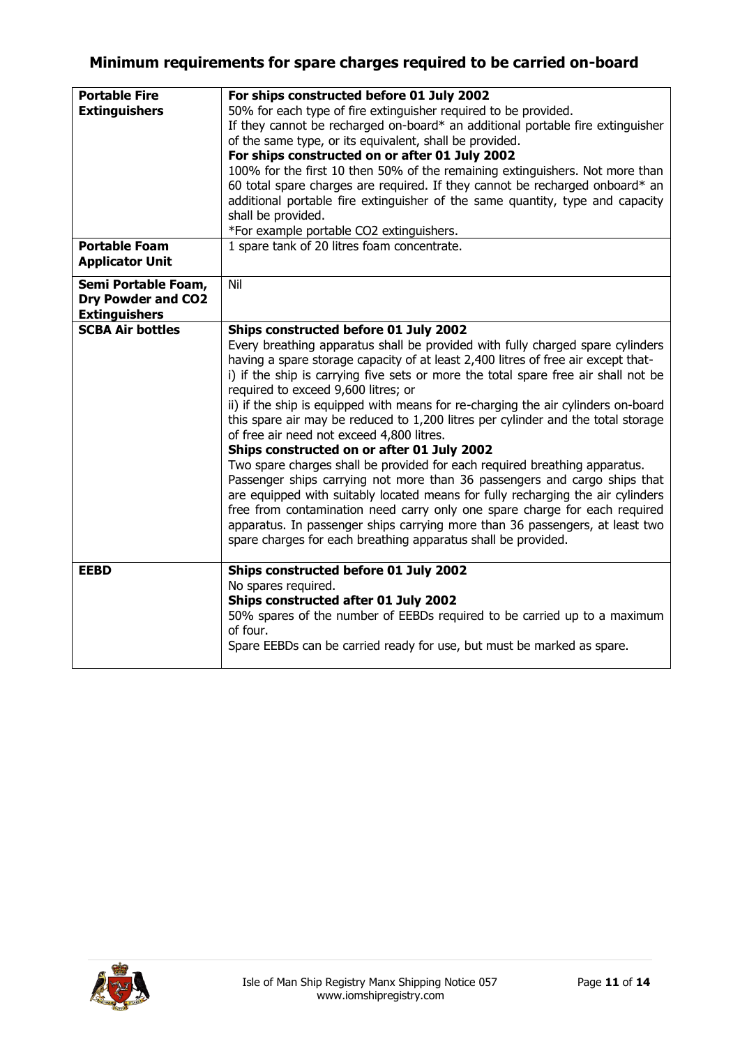## Minimum requirements for spare charges required to be carried on-board

| | |
|---|---|
| **Portable Fire Extinguishers** | **For ships constructed before 01 July 2002**<br>50% for each type of fire extinguisher required to be provided.<br>If they cannot be recharged on-board* an additional portable fire extinguisher of the same type, or its equivalent, shall be provided.<br>**For ships constructed on or after 01 July 2002**<br>100% for the first 10 then 50% of the remaining extinguishers. Not more than 60 total spare charges are required. If they cannot be recharged onboard* an additional portable fire extinguisher of the same quantity, type and capacity shall be provided.<br>*For example portable $CO_2$ extinguishers. |
| **Portable Foam Applicator Unit** | 1 spare tank of 20 litres foam concentrate. |
| **Semi Portable Foam, Dry Powder and $CO_2$ Extinguishers** | Nil |
| **SCBA Air bottles** | **Ships constructed before 01 July 2002**<br>Every breathing apparatus shall be provided with fully charged spare cylinders having a spare storage capacity of at least 2,400 litres of free air except that-<br>i) if the ship is carrying five sets or more the total spare free air shall not be required to exceed 9,600 litres; or<br>ii) if the ship is equipped with means for re-charging the air cylinders on-board this spare air may be reduced to 1,200 litres per cylinder and the total storage of free air need not exceed 4,800 litres.<br>**Ships constructed on or after 01 July 2002**<br>Two spare charges shall be provided for each required breathing apparatus. Passenger ships carrying not more than 36 passengers and cargo ships that are equipped with suitably located means for fully recharging the air cylinders free from contamination need carry only one spare charge for each required apparatus. In passenger ships carrying more than 36 passengers, at least two spare charges for each breathing apparatus shall be provided. |
| **EEBD** | **Ships constructed before 01 July 2002**<br>No spares required.<br>**Ships constructed after 01 July 2002**<br>50% spares of the number of EEBDs required to be carried up to a maximum of four.<br>Spare EEBDs can be carried ready for use, but must be marked as spare. |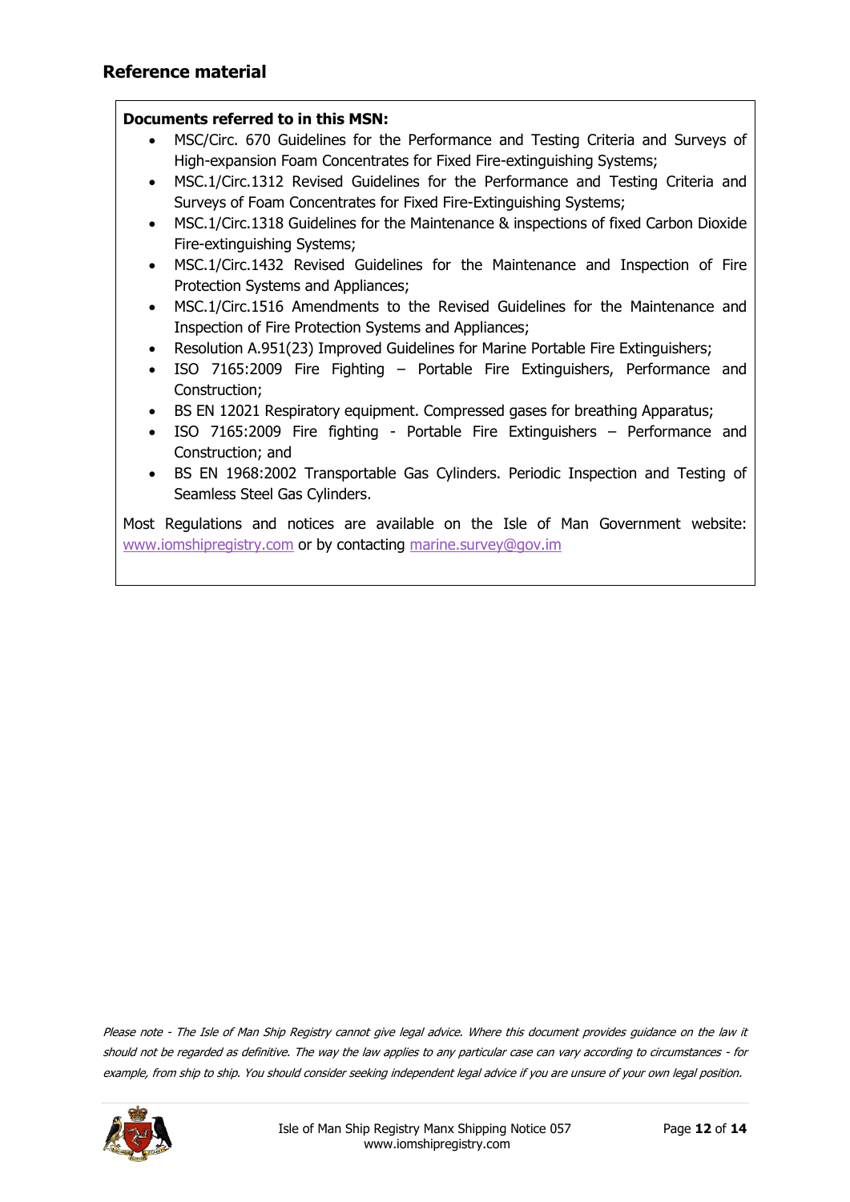## Reference material

**Documents referred to in this MSN:**

- MSC/Circ. 670 Guidelines for the Performance and Testing Criteria and Surveys of High-expansion Foam Concentrates for Fixed Fire-extinguishing Systems;
- MSC.1/Circ.1312 Revised Guidelines for the Performance and Testing Criteria and Surveys of Foam Concentrates for Fixed Fire-Extinguishing Systems;
- MSC.1/Circ.1318 Guidelines for the Maintenance & inspections of fixed Carbon Dioxide Fire-extinguishing Systems;
- MSC.1/Circ.1432 Revised Guidelines for the Maintenance and Inspection of Fire Protection Systems and Appliances;
- MSC.1/Circ.1516 Amendments to the Revised Guidelines for the Maintenance and Inspection of Fire Protection Systems and Appliances;
- Resolution A.951(23) Improved Guidelines for Marine Portable Fire Extinguishers;
- ISO 7165:2009 Fire Fighting – Portable Fire Extinguishers, Performance and Construction;
- BS EN 12021 Respiratory equipment. Compressed gases for breathing Apparatus;
- ISO 7165:2009 Fire fighting - Portable Fire Extinguishers – Performance and Construction; and
- BS EN 1968:2002 Transportable Gas Cylinders. Periodic Inspection and Testing of Seamless Steel Gas Cylinders.

Most Regulations and notices are available on the Isle of Man Government website: www.iomshipregistry.com or by contacting marine.survey@gov.im

*Please note - The Isle of Man Ship Registry cannot give legal advice. Where this document provides guidance on the law it should not be regarded as definitive. The way the law applies to any particular case can vary according to circumstances - for example, from ship to ship. You should consider seeking independent legal advice if you are unsure of your own legal position.*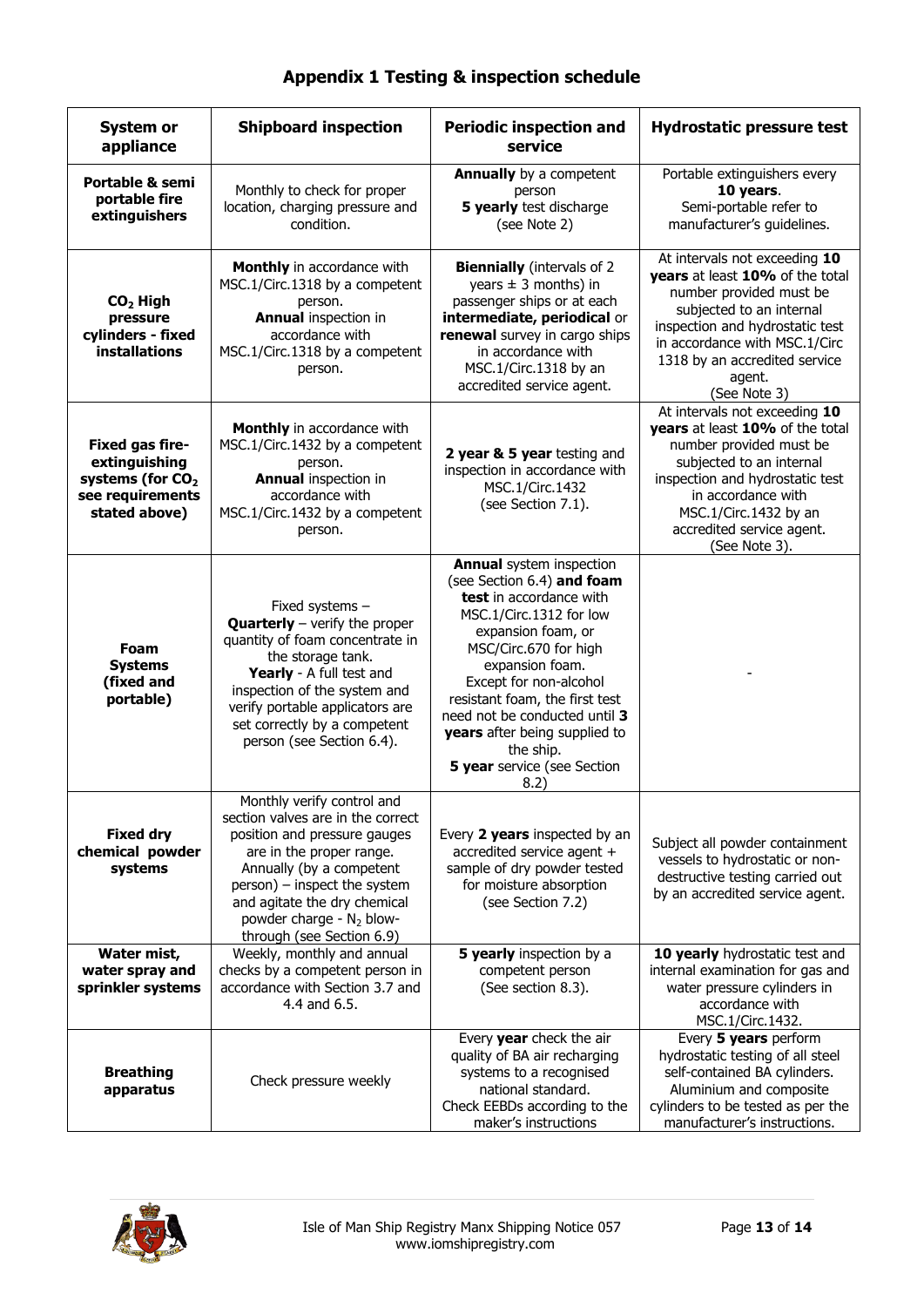## Appendix 1 Testing & inspection schedule

| System or appliance | Shipboard inspection | Periodic inspection and service | Hydrostatic pressure test |
|---|---|---|---|
| **Portable & semi portable fire extinguishers** | Monthly to check for proper location, charging pressure and condition. | **Annually** by a competent person<br>**5 yearly** test discharge (see Note 2) | Portable extinguishers every **10 years**.<br>Semi-portable refer to manufacturer's guidelines. |
| **$CO_2$ High pressure cylinders - fixed installations** | **Monthly** in accordance with MSC.1/Circ.1318 by a competent person.<br>**Annual** inspection in accordance with MSC.1/Circ.1318 by a competent person. | **Biennially** (intervals of 2 years ± 3 months) in passenger ships or at each **intermediate, periodical** or **renewal** survey in cargo ships in accordance with MSC.1/Circ.1318 by an accredited service agent. | At intervals not exceeding **10 years** at least **10%** of the total number provided must be subjected to an internal inspection and hydrostatic test in accordance with MSC.1/Circ 1318 by an accredited service agent. (See Note 3) |
| **Fixed gas fire-extinguishing systems (for $CO_2$ see requirements stated above)** | **Monthly** in accordance with MSC.1/Circ.1432 by a competent person.<br>**Annual** inspection in accordance with MSC.1/Circ.1432 by a competent person. | **2 year & 5 year** testing and inspection in accordance with MSC.1/Circ.1432 (see Section 7.1). | At intervals not exceeding **10 years** at least **10%** of the total number provided must be subjected to an internal inspection and hydrostatic test in accordance with MSC.1/Circ.1432 by an accredited service agent. (See Note 3). |
| **Foam Systems (fixed and portable)** | Fixed systems – **Quarterly** – verify the proper quantity of foam concentrate in the storage tank.<br>**Yearly** - A full test and inspection of the system and verify portable applicators are set correctly by a competent person (see Section 6.4). | **Annual** system inspection (see Section 6.4) **and foam test** in accordance with MSC.1/Circ.1312 for low expansion foam, or MSC/Circ.670 for high expansion foam. Except for non-alcohol resistant foam, the first test need not be conducted until **3 years** after being supplied to the ship.<br>**5 year** service (see Section 8.2) | - |
| **Fixed dry chemical powder systems** | Monthly verify control and section valves are in the correct position and pressure gauges are in the proper range. Annually (by a competent person) – inspect the system and agitate the dry chemical powder charge - $N_2$ blow-through (see Section 6.9) | Every **2 years** inspected by an accredited service agent + sample of dry powder tested for moisture absorption (see Section 7.2) | Subject all powder containment vessels to hydrostatic or non-destructive testing carried out by an accredited service agent. |
| **Water mist, water spray and sprinkler systems** | Weekly, monthly and annual checks by a competent person in accordance with Section 3.7 and 4.4 and 6.5. | **5 yearly** inspection by a competent person (See section 8.3). | **10 yearly** hydrostatic test and internal examination for gas and water pressure cylinders in accordance with MSC.1/Circ.1432. |
| **Breathing apparatus** | Check pressure weekly | Every **year** check the air quality of BA air recharging systems to a recognised national standard.<br>Check EEBDs according to the maker's instructions | Every **5 years** perform hydrostatic testing of all steel self-contained BA cylinders. Aluminium and composite cylinders to be tested as per the manufacturer's instructions. |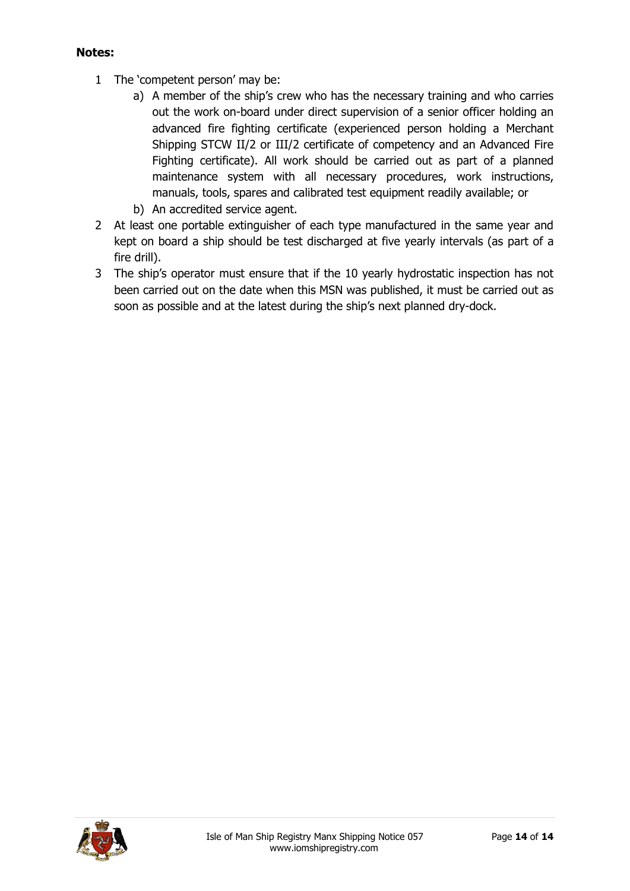**Notes:**

1. The 'competent person' may be:
   a) A member of the ship's crew who has the necessary training and who carries out the work on-board under direct supervision of a senior officer holding an advanced fire fighting certificate (experienced person holding a Merchant Shipping STCW II/2 or III/2 certificate of competency and an Advanced Fire Fighting certificate). All work should be carried out as part of a planned maintenance system with all necessary procedures, work instructions, manuals, tools, spares and calibrated test equipment readily available; or
   b) An accredited service agent.
2. At least one portable extinguisher of each type manufactured in the same year and kept on board a ship should be test discharged at five yearly intervals (as part of a fire drill).
3. The ship's operator must ensure that if the 10 yearly hydrostatic inspection has not been carried out on the date when this MSN was published, it must be carried out as soon as possible and at the latest during the ship's next planned dry-dock.